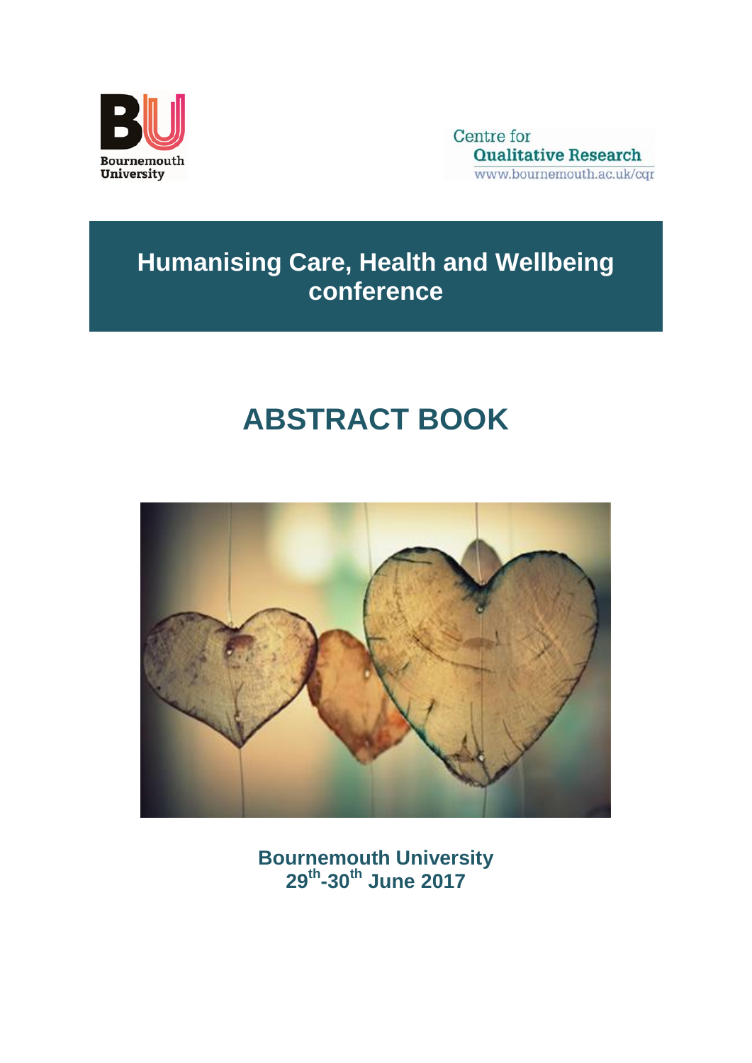Bournemouth University

Centre for Qualitative Research
www.bournemouth.ac.uk/cqr

# Humanising Care, Health and Wellbeing conference

# ABSTRACT BOOK

**Bournemouth University**
**29th-30th June 2017**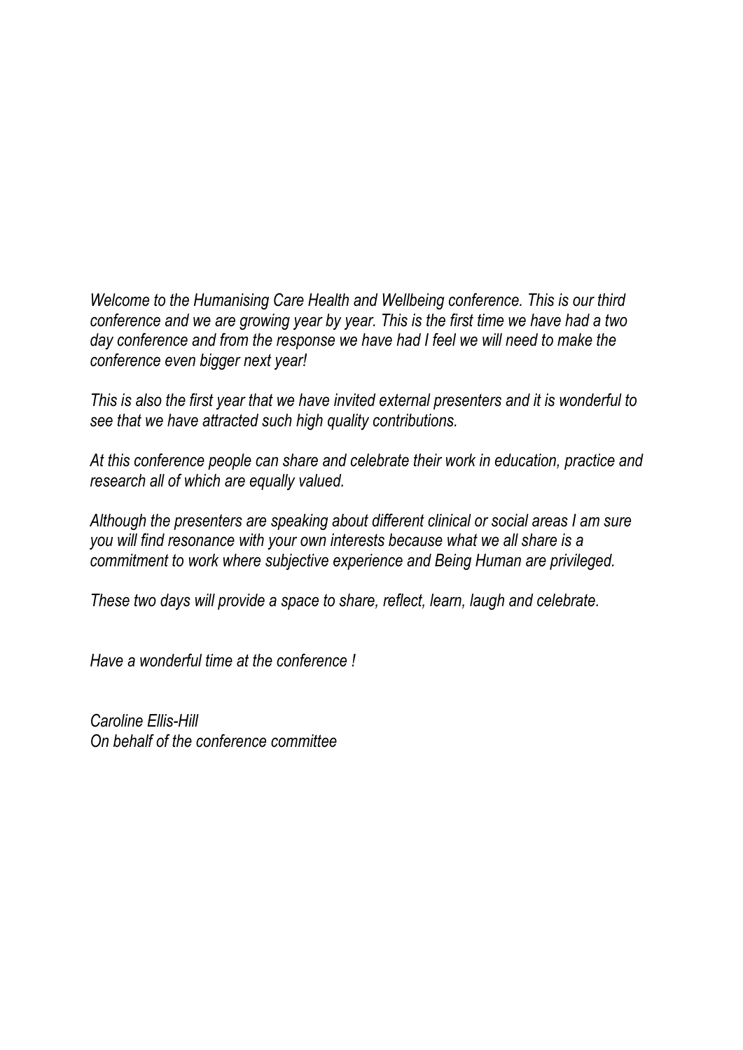*Welcome to the Humanising Care Health and Wellbeing conference. This is our third conference and we are growing year by year. This is the first time we have had a two day conference and from the response we have had I feel we will need to make the conference even bigger next year!*

*This is also the first year that we have invited external presenters and it is wonderful to see that we have attracted such high quality contributions.*

*At this conference people can share and celebrate their work in education, practice and research all of which are equally valued.*

*Although the presenters are speaking about different clinical or social areas I am sure you will find resonance with your own interests because what we all share is a commitment to work where subjective experience and Being Human are privileged.*

*These two days will provide a space to share, reflect, learn, laugh and celebrate.*

*Have a wonderful time at the conference !*

*Caroline Ellis-Hill*
*On behalf of the conference committee*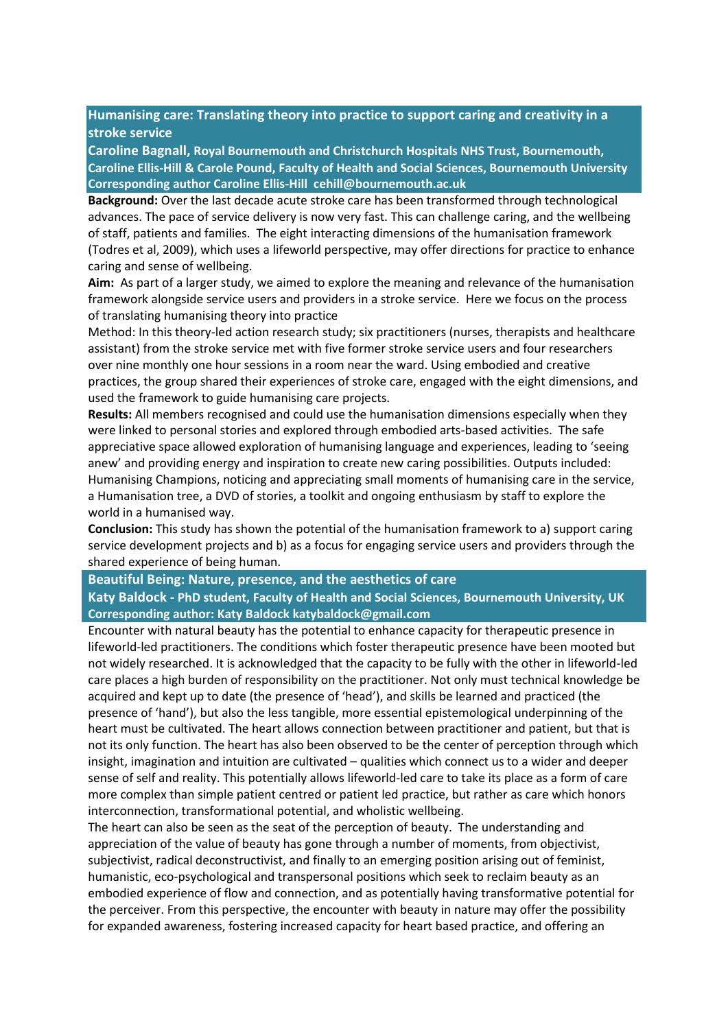## Humanising care: Translating theory into practice to support caring and creativity in a stroke service

**Caroline Bagnall, Royal Bournemouth and Christchurch Hospitals NHS Trust, Bournemouth, Caroline Ellis-Hill & Carole Pound, Faculty of Health and Social Sciences, Bournemouth University**
**Corresponding author Caroline Ellis-Hill cehill@bournemouth.ac.uk**

**Background:** Over the last decade acute stroke care has been transformed through technological advances. The pace of service delivery is now very fast. This can challenge caring, and the wellbeing of staff, patients and families. The eight interacting dimensions of the humanisation framework (Todres et al, 2009), which uses a lifeworld perspective, may offer directions for practice to enhance caring and sense of wellbeing.

**Aim:** As part of a larger study, we aimed to explore the meaning and relevance of the humanisation framework alongside service users and providers in a stroke service. Here we focus on the process of translating humanising theory into practice

Method: In this theory-led action research study; six practitioners (nurses, therapists and healthcare assistant) from the stroke service met with five former stroke service users and four researchers over nine monthly one hour sessions in a room near the ward. Using embodied and creative practices, the group shared their experiences of stroke care, engaged with the eight dimensions, and used the framework to guide humanising care projects.

**Results:** All members recognised and could use the humanisation dimensions especially when they were linked to personal stories and explored through embodied arts-based activities. The safe appreciative space allowed exploration of humanising language and experiences, leading to 'seeing anew' and providing energy and inspiration to create new caring possibilities. Outputs included: Humanising Champions, noticing and appreciating small moments of humanising care in the service, a Humanisation tree, a DVD of stories, a toolkit and ongoing enthusiasm by staff to explore the world in a humanised way.

**Conclusion:** This study has shown the potential of the humanisation framework to a) support caring service development projects and b) as a focus for engaging service users and providers through the shared experience of being human.

## Beautiful Being: Nature, presence, and the aesthetics of care

**Katy Baldock - PhD student, Faculty of Health and Social Sciences, Bournemouth University, UK**
**Corresponding author: Katy Baldock katybaldock@gmail.com**

Encounter with natural beauty has the potential to enhance capacity for therapeutic presence in lifeworld-led practitioners. The conditions which foster therapeutic presence have been mooted but not widely researched. It is acknowledged that the capacity to be fully with the other in lifeworld-led care places a high burden of responsibility on the practitioner. Not only must technical knowledge be acquired and kept up to date (the presence of 'head'), and skills be learned and practiced (the presence of 'hand'), but also the less tangible, more essential epistemological underpinning of the heart must be cultivated. The heart allows connection between practitioner and patient, but that is not its only function. The heart has also been observed to be the center of perception through which insight, imagination and intuition are cultivated – qualities which connect us to a wider and deeper sense of self and reality. This potentially allows lifeworld-led care to take its place as a form of care more complex than simple patient centred or patient led practice, but rather as care which honors interconnection, transformational potential, and wholistic wellbeing.

The heart can also be seen as the seat of the perception of beauty. The understanding and appreciation of the value of beauty has gone through a number of moments, from objectivist, subjectivist, radical deconstructivist, and finally to an emerging position arising out of feminist, humanistic, eco-psychological and transpersonal positions which seek to reclaim beauty as an embodied experience of flow and connection, and as potentially having transformative potential for the perceiver. From this perspective, the encounter with beauty in nature may offer the possibility for expanded awareness, fostering increased capacity for heart based practice, and offering an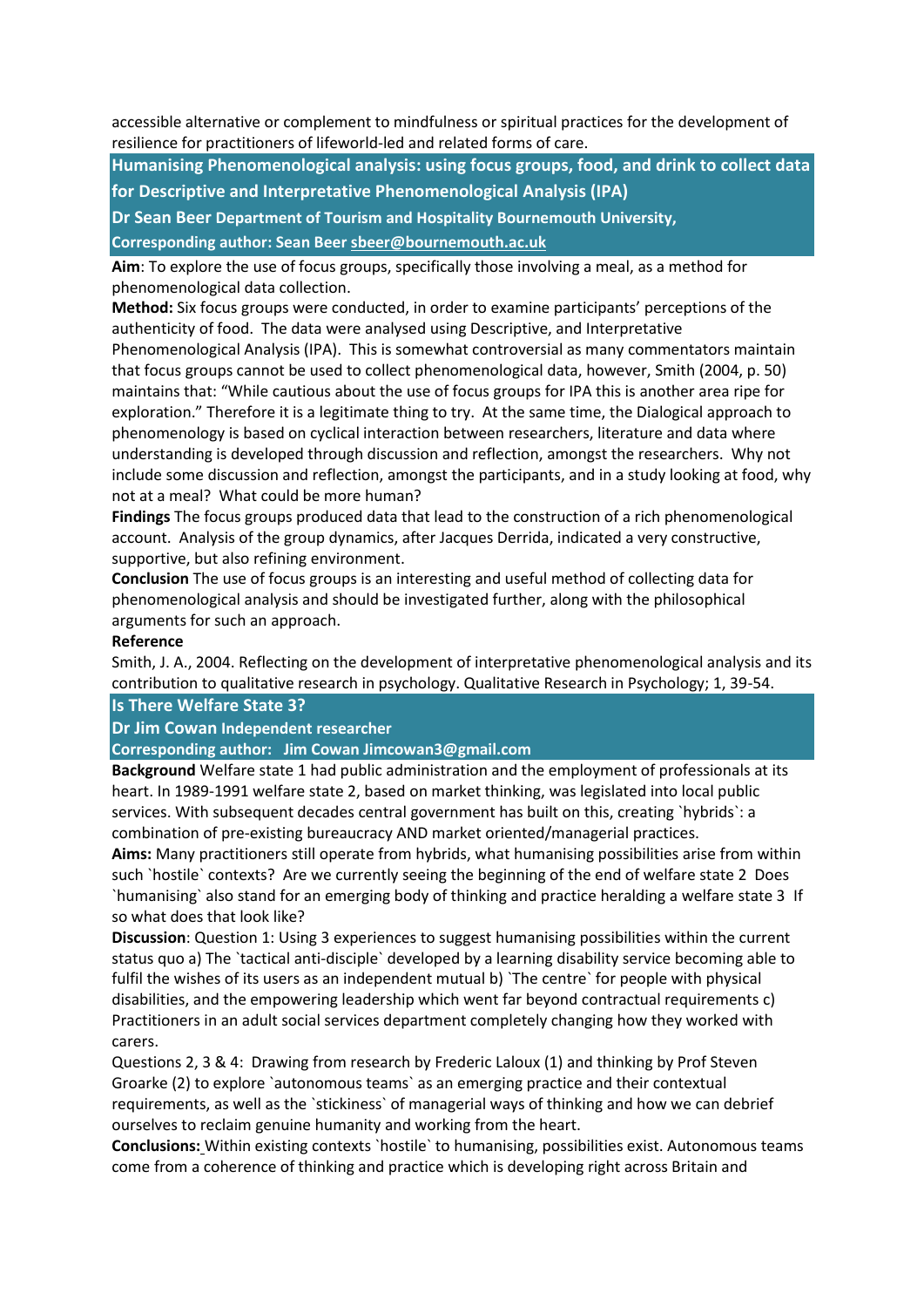accessible alternative or complement to mindfulness or spiritual practices for the development of resilience for practitioners of lifeworld-led and related forms of care.

## Humanising Phenomenological analysis: using focus groups, food, and drink to collect data for Descriptive and Interpretative Phenomenological Analysis (IPA)

**Dr Sean Beer Department of Tourism and Hospitality Bournemouth University,**

**Corresponding author: Sean Beer sbeer@bournemouth.ac.uk**

**Aim**: To explore the use of focus groups, specifically those involving a meal, as a method for phenomenological data collection.

**Method:** Six focus groups were conducted, in order to examine participants' perceptions of the authenticity of food. The data were analysed using Descriptive, and Interpretative Phenomenological Analysis (IPA). This is somewhat controversial as many commentators maintain that focus groups cannot be used to collect phenomenological data, however, Smith (2004, p. 50) maintains that: "While cautious about the use of focus groups for IPA this is another area ripe for exploration." Therefore it is a legitimate thing to try. At the same time, the Dialogical approach to phenomenology is based on cyclical interaction between researchers, literature and data where understanding is developed through discussion and reflection, amongst the researchers. Why not include some discussion and reflection, amongst the participants, and in a study looking at food, why not at a meal? What could be more human?

**Findings** The focus groups produced data that lead to the construction of a rich phenomenological account. Analysis of the group dynamics, after Jacques Derrida, indicated a very constructive, supportive, but also refining environment.

**Conclusion** The use of focus groups is an interesting and useful method of collecting data for phenomenological analysis and should be investigated further, along with the philosophical arguments for such an approach.

**Reference**

Smith, J. A., 2004. Reflecting on the development of interpretative phenomenological analysis and its contribution to qualitative research in psychology. Qualitative Research in Psychology; 1, 39-54.

## Is There Welfare State 3?

**Dr Jim Cowan Independent researcher**

**Corresponding author: Jim Cowan Jimcowan3@gmail.com**

**Background** Welfare state 1 had public administration and the employment of professionals at its heart. In 1989-1991 welfare state 2, based on market thinking, was legislated into local public services. With subsequent decades central government has built on this, creating `hybrids`: a combination of pre-existing bureaucracy AND market oriented/managerial practices.

**Aims:** Many practitioners still operate from hybrids, what humanising possibilities arise from within such `hostile` contexts? Are we currently seeing the beginning of the end of welfare state 2 Does `humanising` also stand for an emerging body of thinking and practice heralding a welfare state 3 If so what does that look like?

**Discussion**: Question 1: Using 3 experiences to suggest humanising possibilities within the current status quo a) The `tactical anti-disciple` developed by a learning disability service becoming able to fulfil the wishes of its users as an independent mutual b) `The centre` for people with physical disabilities, and the empowering leadership which went far beyond contractual requirements c) Practitioners in an adult social services department completely changing how they worked with carers.

Questions 2, 3 & 4: Drawing from research by Frederic Laloux (1) and thinking by Prof Steven Groarke (2) to explore `autonomous teams` as an emerging practice and their contextual requirements, as well as the `stickiness` of managerial ways of thinking and how we can debrief ourselves to reclaim genuine humanity and working from the heart.

**Conclusions:** Within existing contexts `hostile` to humanising, possibilities exist. Autonomous teams come from a coherence of thinking and practice which is developing right across Britain and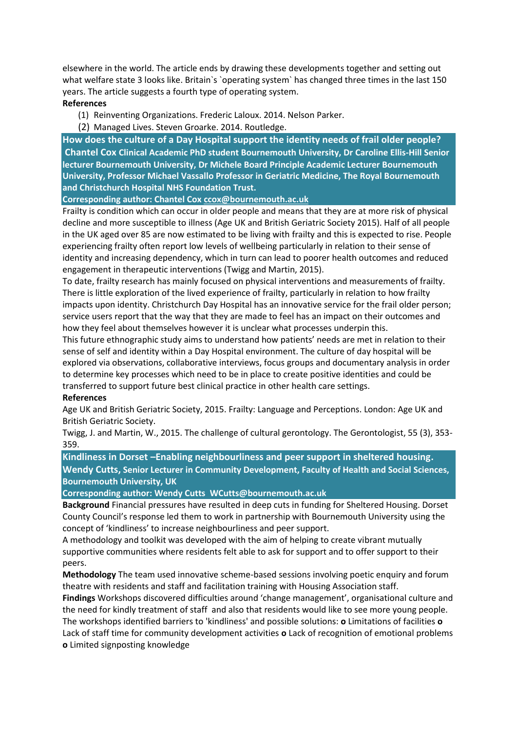elsewhere in the world. The article ends by drawing these developments together and setting out what welfare state 3 looks like. Britain`s `operating system` has changed three times in the last 150 years. The article suggests a fourth type of operating system.

**References**

1. Reinventing Organizations. Frederic Laloux. 2014. Nelson Parker.
2. Managed Lives. Steven Groarke. 2014. Routledge.

## How does the culture of a Day Hospital support the identity needs of frail older people?

**Chantel Cox Clinical Academic PhD student Bournemouth University, Dr Caroline Ellis-Hill Senior lecturer Bournemouth University, Dr Michele Board Principle Academic Lecturer Bournemouth University, Professor Michael Vassallo Professor in Geriatric Medicine, The Royal Bournemouth and Christchurch Hospital NHS Foundation Trust.**

**Corresponding author: Chantel Cox ccox@bournemouth.ac.uk**

Frailty is condition which can occur in older people and means that they are at more risk of physical decline and more susceptible to illness (Age UK and British Geriatric Society 2015). Half of all people in the UK aged over 85 are now estimated to be living with frailty and this is expected to rise. People experiencing frailty often report low levels of wellbeing particularly in relation to their sense of identity and increasing dependency, which in turn can lead to poorer health outcomes and reduced engagement in therapeutic interventions (Twigg and Martin, 2015).

To date, frailty research has mainly focused on physical interventions and measurements of frailty. There is little exploration of the lived experience of frailty, particularly in relation to how frailty impacts upon identity. Christchurch Day Hospital has an innovative service for the frail older person; service users report that the way that they are made to feel has an impact on their outcomes and how they feel about themselves however it is unclear what processes underpin this.

This future ethnographic study aims to understand how patients' needs are met in relation to their sense of self and identity within a Day Hospital environment. The culture of day hospital will be explored via observations, collaborative interviews, focus groups and documentary analysis in order to determine key processes which need to be in place to create positive identities and could be transferred to support future best clinical practice in other health care settings.

**References**

Age UK and British Geriatric Society, 2015. Frailty: Language and Perceptions. London: Age UK and British Geriatric Society.

Twigg, J. and Martin, W., 2015. The challenge of cultural gerontology. The Gerontologist, 55 (3), 353-359.

## Kindliness in Dorset –Enabling neighbourliness and peer support in sheltered housing.

**Wendy Cutts, Senior Lecturer in Community Development, Faculty of Health and Social Sciences, Bournemouth University, UK**

**Corresponding author: Wendy Cutts WCutts@bournemouth.ac.uk**

**Background** Financial pressures have resulted in deep cuts in funding for Sheltered Housing. Dorset County Council's response led them to work in partnership with Bournemouth University using the concept of 'kindliness' to increase neighbourliness and peer support.

A methodology and toolkit was developed with the aim of helping to create vibrant mutually supportive communities where residents felt able to ask for support and to offer support to their peers.

**Methodology** The team used innovative scheme-based sessions involving poetic enquiry and forum theatre with residents and staff and facilitation training with Housing Association staff.

**Findings** Workshops discovered difficulties around 'change management', organisational culture and the need for kindly treatment of staff and also that residents would like to see more young people. The workshops identified barriers to 'kindliness' and possible solutions: **o** Limitations of facilities **o** Lack of staff time for community development activities **o** Lack of recognition of emotional problems **o** Limited signposting knowledge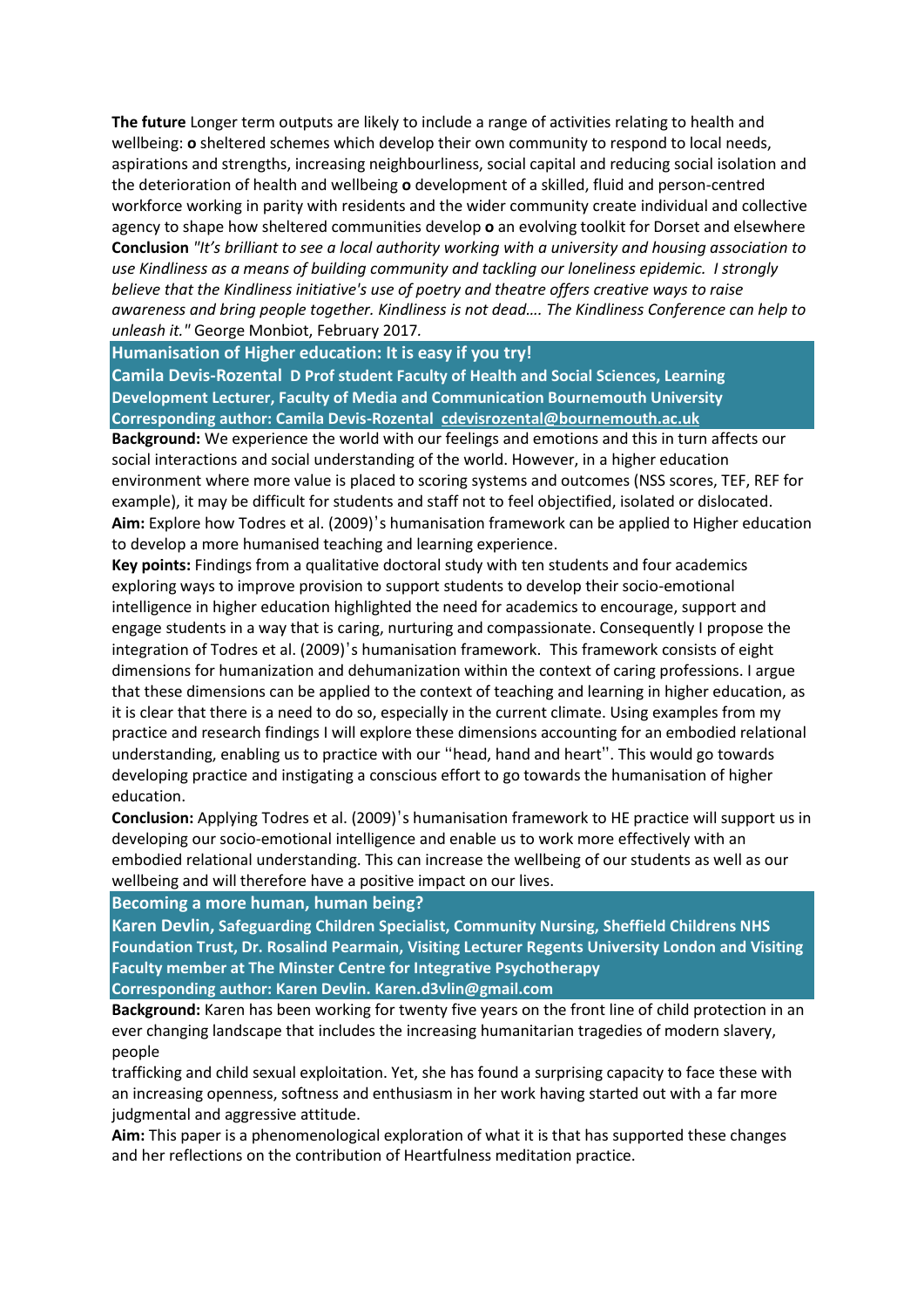**The future** Longer term outputs are likely to include a range of activities relating to health and wellbeing: **o** sheltered schemes which develop their own community to respond to local needs, aspirations and strengths, increasing neighbourliness, social capital and reducing social isolation and the deterioration of health and wellbeing **o** development of a skilled, fluid and person-centred workforce working in parity with residents and the wider community create individual and collective agency to shape how sheltered communities develop **o** an evolving toolkit for Dorset and elsewhere

**Conclusion** *"It's brilliant to see a local authority working with a university and housing association to use Kindliness as a means of building community and tackling our loneliness epidemic. I strongly believe that the Kindliness initiative's use of poetry and theatre offers creative ways to raise awareness and bring people together. Kindliness is not dead…. The Kindliness Conference can help to unleash it."* George Monbiot, February 2017.

## Humanisation of Higher education: It is easy if you try!

**Camila Devis-Rozental D Prof student Faculty of Health and Social Sciences, Learning Development Lecturer, Faculty of Media and Communication Bournemouth University**

**Corresponding author: Camila Devis-Rozental cdevisrozental@bournemouth.ac.uk**

**Background:** We experience the world with our feelings and emotions and this in turn affects our social interactions and social understanding of the world. However, in a higher education environment where more value is placed to scoring systems and outcomes (NSS scores, TEF, REF for example), it may be difficult for students and staff not to feel objectified, isolated or dislocated.

**Aim:** Explore how Todres et al. (2009)'s humanisation framework can be applied to Higher education to develop a more humanised teaching and learning experience.

**Key points:** Findings from a qualitative doctoral study with ten students and four academics exploring ways to improve provision to support students to develop their socio-emotional intelligence in higher education highlighted the need for academics to encourage, support and engage students in a way that is caring, nurturing and compassionate. Consequently I propose the integration of Todres et al. (2009)'s humanisation framework. This framework consists of eight dimensions for humanization and dehumanization within the context of caring professions. I argue that these dimensions can be applied to the context of teaching and learning in higher education, as it is clear that there is a need to do so, especially in the current climate. Using examples from my practice and research findings I will explore these dimensions accounting for an embodied relational understanding, enabling us to practice with our ''head, hand and heart''. This would go towards developing practice and instigating a conscious effort to go towards the humanisation of higher education.

**Conclusion:** Applying Todres et al. (2009)'s humanisation framework to HE practice will support us in developing our socio-emotional intelligence and enable us to work more effectively with an embodied relational understanding. This can increase the wellbeing of our students as well as our wellbeing and will therefore have a positive impact on our lives.

## Becoming a more human, human being?

**Karen Devlin, Safeguarding Children Specialist, Community Nursing, Sheffield Childrens NHS Foundation Trust, Dr. Rosalind Pearmain, Visiting Lecturer Regents University London and Visiting Faculty member at The Minster Centre for Integrative Psychotherapy**

**Corresponding author: Karen Devlin. Karen.d3vlin@gmail.com**

**Background:** Karen has been working for twenty five years on the front line of child protection in an ever changing landscape that includes the increasing humanitarian tragedies of modern slavery, people trafficking and child sexual exploitation. Yet, she has found a surprising capacity to face these with an increasing openness, softness and enthusiasm in her work having started out with a far more judgmental and aggressive attitude.

**Aim:** This paper is a phenomenological exploration of what it is that has supported these changes and her reflections on the contribution of Heartfulness meditation practice.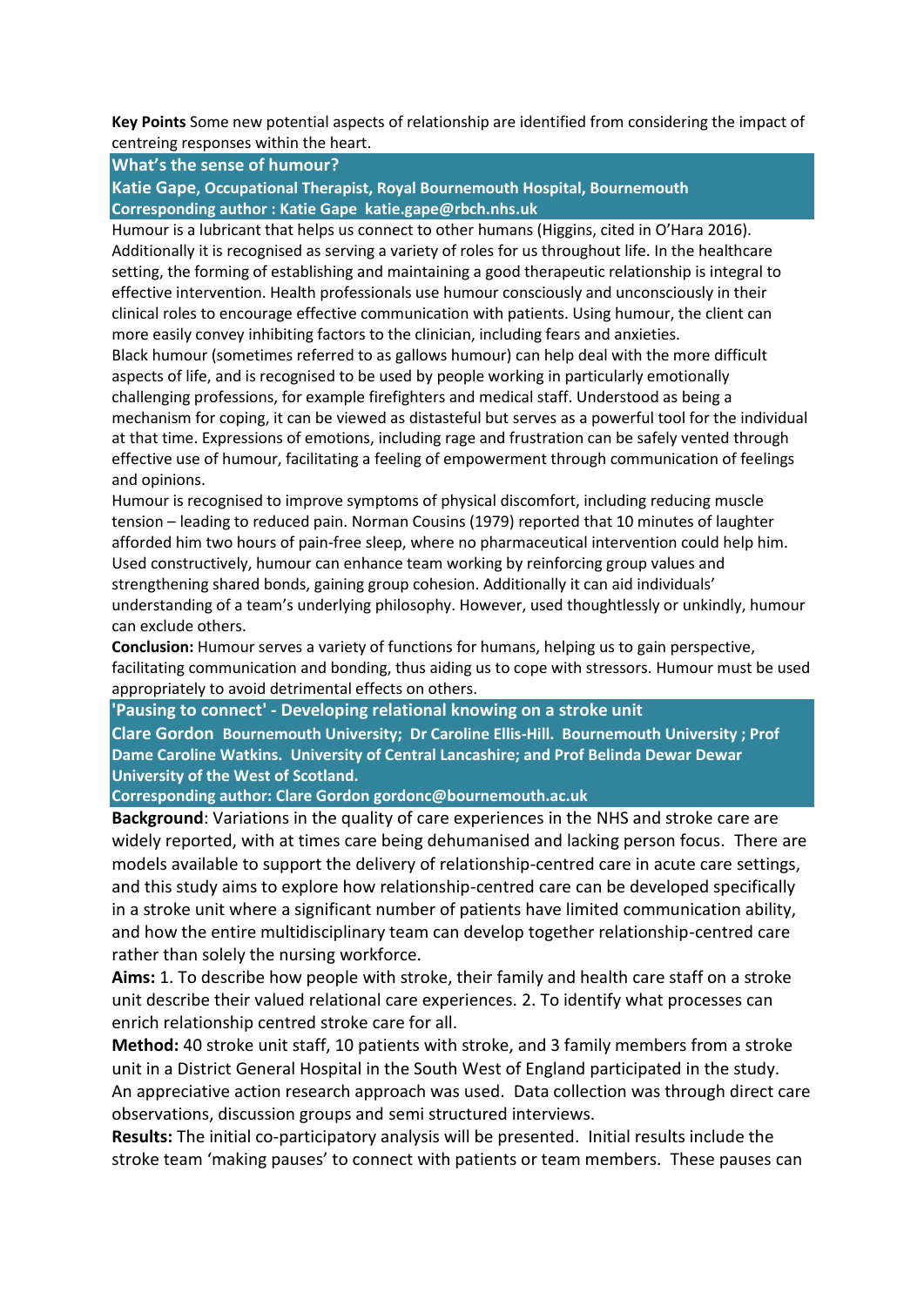**Key Points** Some new potential aspects of relationship are identified from considering the impact of centreing responses within the heart.

## What's the sense of humour?

**Katie Gape, Occupational Therapist, Royal Bournemouth Hospital, Bournemouth**

**Corresponding author : Katie Gape katie.gape@rbch.nhs.uk**

Humour is a lubricant that helps us connect to other humans (Higgins, cited in O'Hara 2016). Additionally it is recognised as serving a variety of roles for us throughout life. In the healthcare setting, the forming of establishing and maintaining a good therapeutic relationship is integral to effective intervention. Health professionals use humour consciously and unconsciously in their clinical roles to encourage effective communication with patients. Using humour, the client can more easily convey inhibiting factors to the clinician, including fears and anxieties.

Black humour (sometimes referred to as gallows humour) can help deal with the more difficult aspects of life, and is recognised to be used by people working in particularly emotionally challenging professions, for example firefighters and medical staff. Understood as being a mechanism for coping, it can be viewed as distasteful but serves as a powerful tool for the individual at that time. Expressions of emotions, including rage and frustration can be safely vented through effective use of humour, facilitating a feeling of empowerment through communication of feelings and opinions.

Humour is recognised to improve symptoms of physical discomfort, including reducing muscle tension – leading to reduced pain. Norman Cousins (1979) reported that 10 minutes of laughter afforded him two hours of pain-free sleep, where no pharmaceutical intervention could help him. Used constructively, humour can enhance team working by reinforcing group values and strengthening shared bonds, gaining group cohesion. Additionally it can aid individuals' understanding of a team's underlying philosophy. However, used thoughtlessly or unkindly, humour can exclude others.

**Conclusion:** Humour serves a variety of functions for humans, helping us to gain perspective, facilitating communication and bonding, thus aiding us to cope with stressors. Humour must be used appropriately to avoid detrimental effects on others.

## 'Pausing to connect' - Developing relational knowing on a stroke unit

**Clare Gordon Bournemouth University; Dr Caroline Ellis-Hill. Bournemouth University ; Prof Dame Caroline Watkins. University of Central Lancashire; and Prof Belinda Dewar Dewar University of the West of Scotland.**

**Corresponding author: Clare Gordon gordonc@bournemouth.ac.uk**

**Background**: Variations in the quality of care experiences in the NHS and stroke care are widely reported, with at times care being dehumanised and lacking person focus. There are models available to support the delivery of relationship-centred care in acute care settings, and this study aims to explore how relationship-centred care can be developed specifically in a stroke unit where a significant number of patients have limited communication ability, and how the entire multidisciplinary team can develop together relationship-centred care rather than solely the nursing workforce.

**Aims:** 1. To describe how people with stroke, their family and health care staff on a stroke unit describe their valued relational care experiences. 2. To identify what processes can enrich relationship centred stroke care for all.

**Method:** 40 stroke unit staff, 10 patients with stroke, and 3 family members from a stroke unit in a District General Hospital in the South West of England participated in the study. An appreciative action research approach was used. Data collection was through direct care observations, discussion groups and semi structured interviews.

**Results:** The initial co-participatory analysis will be presented. Initial results include the stroke team 'making pauses' to connect with patients or team members. These pauses can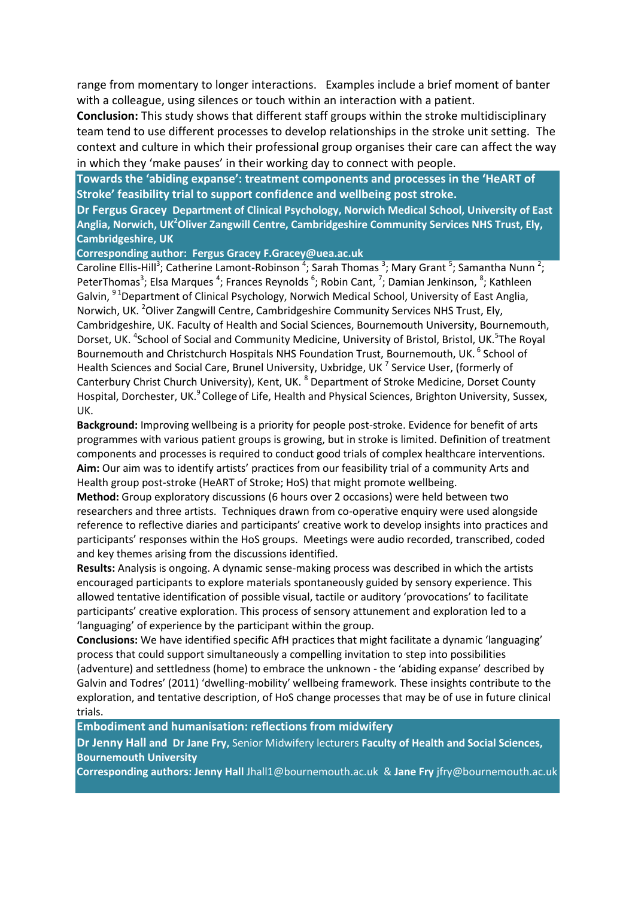range from momentary to longer interactions. Examples include a brief moment of banter with a colleague, using silences or touch within an interaction with a patient.

**Conclusion:** This study shows that different staff groups within the stroke multidisciplinary team tend to use different processes to develop relationships in the stroke unit setting. The context and culture in which their professional group organises their care can affect the way in which they 'make pauses' in their working day to connect with people.

## Towards the 'abiding expanse': treatment components and processes in the 'HeART of Stroke' feasibility trial to support confidence and wellbeing post stroke.

**Dr Fergus Gracey Department of Clinical Psychology, Norwich Medical School, University of East Anglia, Norwich, UK[2]Oliver Zangwill Centre, Cambridgeshire Community Services NHS Trust, Ely, Cambridgeshire, UK**

**Corresponding author: Fergus Gracey F.Gracey@uea.ac.uk**

Caroline Ellis-Hill[3]; Catherine Lamont-Robinson [4]; Sarah Thomas [3]; Mary Grant [5]; Samantha Nunn [2]; PeterThomas[3]; Elsa Marques [4]; Frances Reynolds [6]; Robin Cant, [7]; Damian Jenkinson, [8]; Kathleen Galvin, [9] [1]Department of Clinical Psychology, Norwich Medical School, University of East Anglia, Norwich, UK. [2]Oliver Zangwill Centre, Cambridgeshire Community Services NHS Trust, Ely, Cambridgeshire, UK. Faculty of Health and Social Sciences, Bournemouth University, Bournemouth, Dorset, UK. [4]School of Social and Community Medicine, University of Bristol, Bristol, UK.[5]The Royal Bournemouth and Christchurch Hospitals NHS Foundation Trust, Bournemouth, UK. [6] School of Health Sciences and Social Care, Brunel University, Uxbridge, UK [7] Service User, (formerly of Canterbury Christ Church University), Kent, UK. [8] Department of Stroke Medicine, Dorset County Hospital, Dorchester, UK.[9] College of Life, Health and Physical Sciences, Brighton University, Sussex, UK.

**Background:** Improving wellbeing is a priority for people post-stroke. Evidence for benefit of arts programmes with various patient groups is growing, but in stroke is limited. Definition of treatment components and processes is required to conduct good trials of complex healthcare interventions.

**Aim:** Our aim was to identify artists' practices from our feasibility trial of a community Arts and Health group post-stroke (HeART of Stroke; HoS) that might promote wellbeing.

**Method:** Group exploratory discussions (6 hours over 2 occasions) were held between two researchers and three artists. Techniques drawn from co-operative enquiry were used alongside reference to reflective diaries and participants' creative work to develop insights into practices and participants' responses within the HoS groups. Meetings were audio recorded, transcribed, coded and key themes arising from the discussions identified.

**Results:** Analysis is ongoing. A dynamic sense-making process was described in which the artists encouraged participants to explore materials spontaneously guided by sensory experience. This allowed tentative identification of possible visual, tactile or auditory 'provocations' to facilitate participants' creative exploration. This process of sensory attunement and exploration led to a 'languaging' of experience by the participant within the group.

**Conclusions:** We have identified specific AfH practices that might facilitate a dynamic 'languaging' process that could support simultaneously a compelling invitation to step into possibilities (adventure) and settledness (home) to embrace the unknown - the 'abiding expanse' described by Galvin and Todres' (2011) 'dwelling-mobility' wellbeing framework. These insights contribute to the exploration, and tentative description, of HoS change processes that may be of use in future clinical trials.

## Embodiment and humanisation: reflections from midwifery

**Dr Jenny Hall and Dr Jane Fry,** Senior Midwifery lecturers **Faculty of Health and Social Sciences, Bournemouth University**

**Corresponding authors: Jenny Hall** Jhall1@bournemouth.ac.uk & **Jane Fry** jfry@bournemouth.ac.uk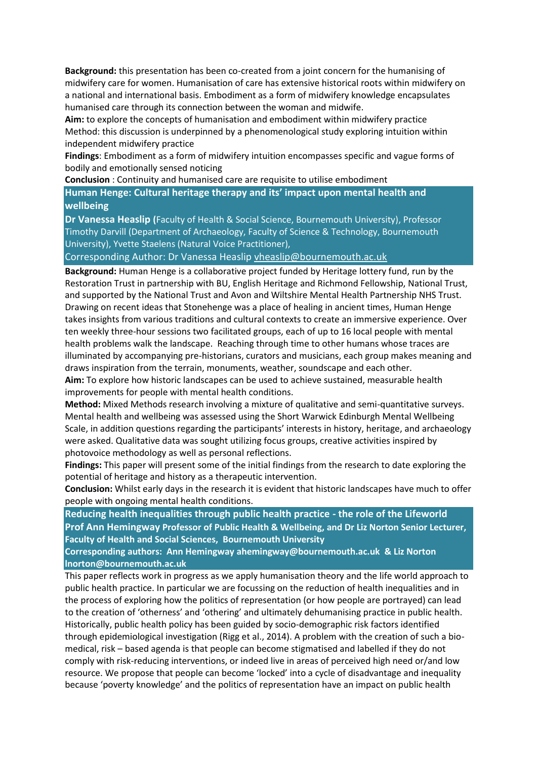**Background:** this presentation has been co-created from a joint concern for the humanising of midwifery care for women. Humanisation of care has extensive historical roots within midwifery on a national and international basis. Embodiment as a form of midwifery knowledge encapsulates humanised care through its connection between the woman and midwife.

**Aim:** to explore the concepts of humanisation and embodiment within midwifery practice

Method: this discussion is underpinned by a phenomenological study exploring intuition within independent midwifery practice

**Findings**: Embodiment as a form of midwifery intuition encompasses specific and vague forms of bodily and emotionally sensed noticing

**Conclusion** : Continuity and humanised care are requisite to utilise embodiment

## Human Henge: Cultural heritage therapy and its' impact upon mental health and wellbeing

**Dr Vanessa Heaslip (**Faculty of Health & Social Science, Bournemouth University), Professor Timothy Darvill (Department of Archaeology, Faculty of Science & Technology, Bournemouth University), Yvette Staelens (Natural Voice Practitioner),

Corresponding Author: Dr Vanessa Heaslip vheaslip@bournemouth.ac.uk

**Background:** Human Henge is a collaborative project funded by Heritage lottery fund, run by the Restoration Trust in partnership with BU, English Heritage and Richmond Fellowship, National Trust, and supported by the National Trust and Avon and Wiltshire Mental Health Partnership NHS Trust. Drawing on recent ideas that Stonehenge was a place of healing in ancient times, Human Henge takes insights from various traditions and cultural contexts to create an immersive experience. Over ten weekly three-hour sessions two facilitated groups, each of up to 16 local people with mental health problems walk the landscape. Reaching through time to other humans whose traces are illuminated by accompanying pre-historians, curators and musicians, each group makes meaning and draws inspiration from the terrain, monuments, weather, soundscape and each other.

**Aim:** To explore how historic landscapes can be used to achieve sustained, measurable health improvements for people with mental health conditions.

**Method:** Mixed Methods research involving a mixture of qualitative and semi-quantitative surveys. Mental health and wellbeing was assessed using the Short Warwick Edinburgh Mental Wellbeing Scale, in addition questions regarding the participants' interests in history, heritage, and archaeology were asked. Qualitative data was sought utilizing focus groups, creative activities inspired by photovoice methodology as well as personal reflections.

**Findings:** This paper will present some of the initial findings from the research to date exploring the potential of heritage and history as a therapeutic intervention.

**Conclusion:** Whilst early days in the research it is evident that historic landscapes have much to offer people with ongoing mental health conditions.

## Reducing health inequalities through public health practice - the role of the Lifeworld

**Prof Ann Hemingway Professor of Public Health & Wellbeing, and Dr Liz Norton Senior Lecturer, Faculty of Health and Social Sciences, Bournemouth University**

**Corresponding authors: Ann Hemingway ahemingway@bournemouth.ac.uk & Liz Norton lnorton@bournemouth.ac.uk**

This paper reflects work in progress as we apply humanisation theory and the life world approach to public health practice. In particular we are focussing on the reduction of health inequalities and in the process of exploring how the politics of representation (or how people are portrayed) can lead to the creation of 'otherness' and 'othering' and ultimately dehumanising practice in public health. Historically, public health policy has been guided by socio-demographic risk factors identified through epidemiological investigation (Rigg et al., 2014). A problem with the creation of such a bio-medical, risk – based agenda is that people can become stigmatised and labelled if they do not comply with risk-reducing interventions, or indeed live in areas of perceived high need or/and low resource. We propose that people can become 'locked' into a cycle of disadvantage and inequality because 'poverty knowledge' and the politics of representation have an impact on public health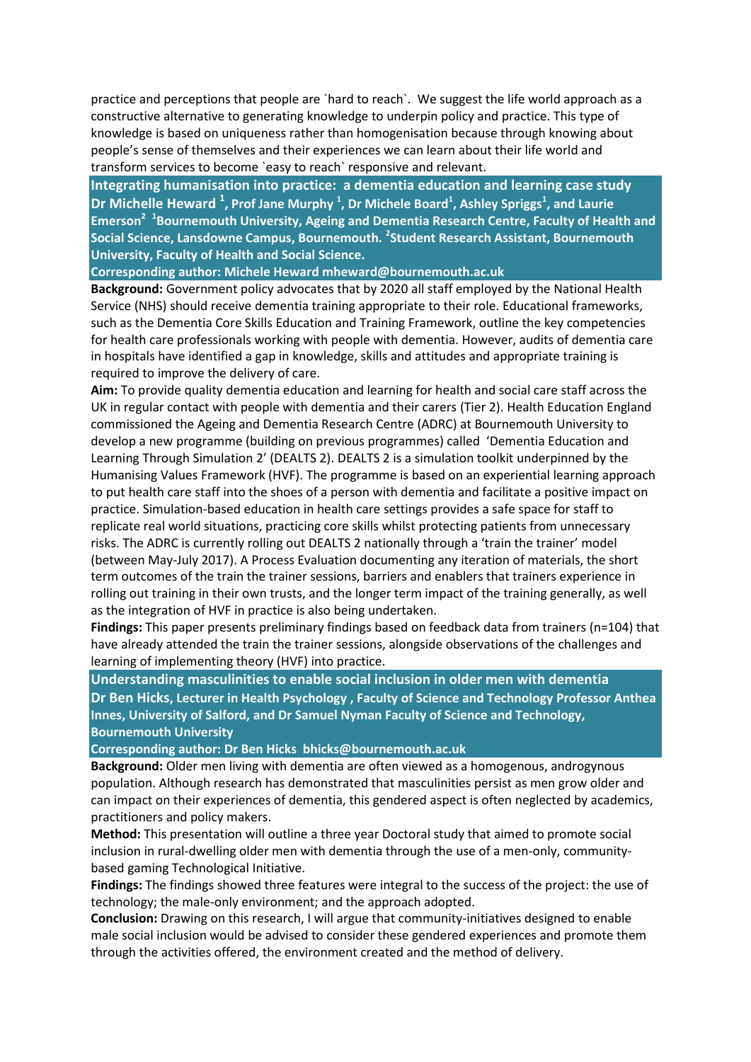practice and perceptions that people are `hard to reach`. We suggest the life world approach as a constructive alternative to generating knowledge to underpin policy and practice. This type of knowledge is based on uniqueness rather than homogenisation because through knowing about people's sense of themselves and their experiences we can learn about their life world and transform services to become `easy to reach` responsive and relevant.

## Integrating humanisation into practice: a dementia education and learning case study

**Dr Michelle Heward [1], Prof Jane Murphy [1], Dr Michele Board[1], Ashley Spriggs[1], and Laurie Emerson[2] [1]Bournemouth University, Ageing and Dementia Research Centre, Faculty of Health and Social Science, Lansdowne Campus, Bournemouth. [2]Student Research Assistant, Bournemouth University, Faculty of Health and Social Science.**

**Corresponding author: Michele Heward mheward@bournemouth.ac.uk**

**Background:** Government policy advocates that by 2020 all staff employed by the National Health Service (NHS) should receive dementia training appropriate to their role. Educational frameworks, such as the Dementia Core Skills Education and Training Framework, outline the key competencies for health care professionals working with people with dementia. However, audits of dementia care in hospitals have identified a gap in knowledge, skills and attitudes and appropriate training is required to improve the delivery of care.

**Aim:** To provide quality dementia education and learning for health and social care staff across the UK in regular contact with people with dementia and their carers (Tier 2). Health Education England commissioned the Ageing and Dementia Research Centre (ADRC) at Bournemouth University to develop a new programme (building on previous programmes) called 'Dementia Education and Learning Through Simulation 2' (DEALTS 2). DEALTS 2 is a simulation toolkit underpinned by the Humanising Values Framework (HVF). The programme is based on an experiential learning approach to put health care staff into the shoes of a person with dementia and facilitate a positive impact on practice. Simulation-based education in health care settings provides a safe space for staff to replicate real world situations, practicing core skills whilst protecting patients from unnecessary risks. The ADRC is currently rolling out DEALTS 2 nationally through a 'train the trainer' model (between May-July 2017). A Process Evaluation documenting any iteration of materials, the short term outcomes of the train the trainer sessions, barriers and enablers that trainers experience in rolling out training in their own trusts, and the longer term impact of the training generally, as well as the integration of HVF in practice is also being undertaken.

**Findings:** This paper presents preliminary findings based on feedback data from trainers (n=104) that have already attended the train the trainer sessions, alongside observations of the challenges and learning of implementing theory (HVF) into practice.

## Understanding masculinities to enable social inclusion in older men with dementia

**Dr Ben Hicks, Lecturer in Health Psychology , Faculty of Science and Technology Professor Anthea Innes, University of Salford, and Dr Samuel Nyman Faculty of Science and Technology, Bournemouth University**

**Corresponding author: Dr Ben Hicks bhicks@bournemouth.ac.uk**

**Background:** Older men living with dementia are often viewed as a homogenous, androgynous population. Although research has demonstrated that masculinities persist as men grow older and can impact on their experiences of dementia, this gendered aspect is often neglected by academics, practitioners and policy makers.

**Method:** This presentation will outline a three year Doctoral study that aimed to promote social inclusion in rural-dwelling older men with dementia through the use of a men-only, community-based gaming Technological Initiative.

**Findings:** The findings showed three features were integral to the success of the project: the use of technology; the male-only environment; and the approach adopted.

**Conclusion:** Drawing on this research, I will argue that community-initiatives designed to enable male social inclusion would be advised to consider these gendered experiences and promote them through the activities offered, the environment created and the method of delivery.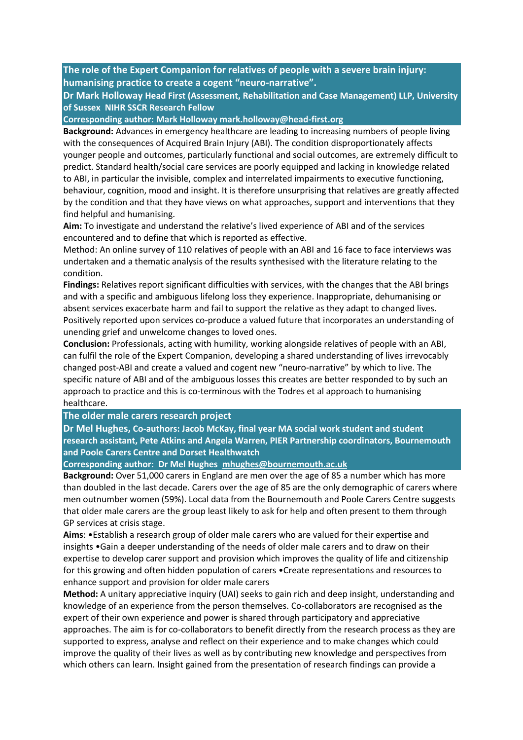## The role of the Expert Companion for relatives of people with a severe brain injury: humanising practice to create a cogent "neuro-narrative".

**Dr Mark Holloway Head First (Assessment, Rehabilitation and Case Management) LLP, University of Sussex NIHR SSCR Research Fellow**

**Corresponding author: Mark Holloway mark.holloway@head-first.org**

**Background:** Advances in emergency healthcare are leading to increasing numbers of people living with the consequences of Acquired Brain Injury (ABI). The condition disproportionately affects younger people and outcomes, particularly functional and social outcomes, are extremely difficult to predict. Standard health/social care services are poorly equipped and lacking in knowledge related to ABI, in particular the invisible, complex and interrelated impairments to executive functioning, behaviour, cognition, mood and insight. It is therefore unsurprising that relatives are greatly affected by the condition and that they have views on what approaches, support and interventions that they find helpful and humanising.

**Aim:** To investigate and understand the relative's lived experience of ABI and of the services encountered and to define that which is reported as effective.

Method: An online survey of 110 relatives of people with an ABI and 16 face to face interviews was undertaken and a thematic analysis of the results synthesised with the literature relating to the condition.

**Findings:** Relatives report significant difficulties with services, with the changes that the ABI brings and with a specific and ambiguous lifelong loss they experience. Inappropriate, dehumanising or absent services exacerbate harm and fail to support the relative as they adapt to changed lives. Positively reported upon services co-produce a valued future that incorporates an understanding of unending grief and unwelcome changes to loved ones.

**Conclusion:** Professionals, acting with humility, working alongside relatives of people with an ABI, can fulfil the role of the Expert Companion, developing a shared understanding of lives irrevocably changed post-ABI and create a valued and cogent new "neuro-narrative" by which to live. The specific nature of ABI and of the ambiguous losses this creates are better responded to by such an approach to practice and this is co-terminous with the Todres et al approach to humanising healthcare.

## The older male carers research project

**Dr Mel Hughes, Co-authors: Jacob McKay, final year MA social work student and student research assistant, Pete Atkins and Angela Warren, PIER Partnership coordinators, Bournemouth and Poole Carers Centre and Dorset Healthwatch**

**Corresponding author: Dr Mel Hughes mhughes@bournemouth.ac.uk**

**Background:** Over 51,000 carers in England are men over the age of 85 a number which has more than doubled in the last decade. Carers over the age of 85 are the only demographic of carers where men outnumber women (59%). Local data from the Bournemouth and Poole Carers Centre suggests that older male carers are the group least likely to ask for help and often present to them through GP services at crisis stage.

**Aims**: •Establish a research group of older male carers who are valued for their expertise and insights •Gain a deeper understanding of the needs of older male carers and to draw on their expertise to develop carer support and provision which improves the quality of life and citizenship for this growing and often hidden population of carers •Create representations and resources to enhance support and provision for older male carers

**Method:** A unitary appreciative inquiry (UAI) seeks to gain rich and deep insight, understanding and knowledge of an experience from the person themselves. Co-collaborators are recognised as the expert of their own experience and power is shared through participatory and appreciative approaches. The aim is for co-collaborators to benefit directly from the research process as they are supported to express, analyse and reflect on their experience and to make changes which could improve the quality of their lives as well as by contributing new knowledge and perspectives from which others can learn. Insight gained from the presentation of research findings can provide a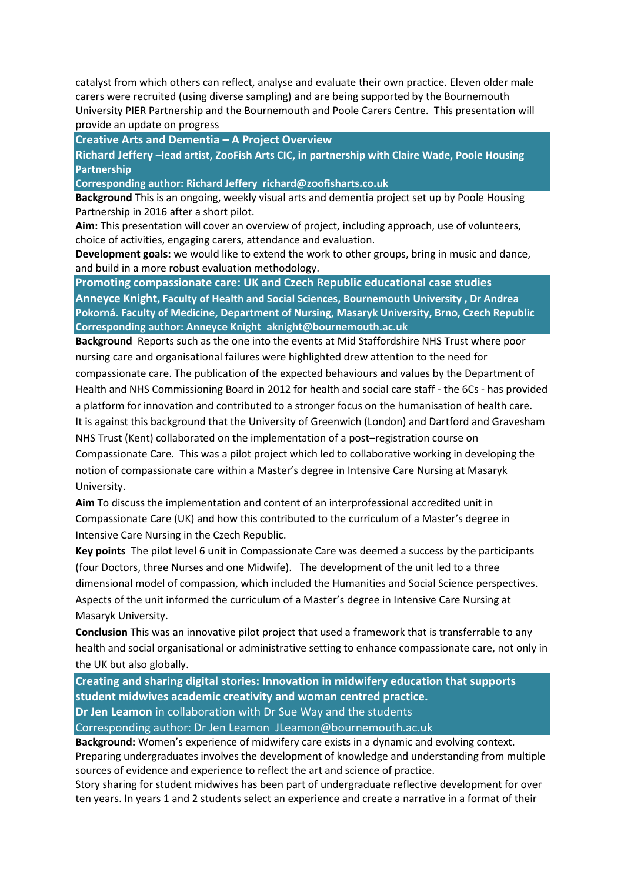catalyst from which others can reflect, analyse and evaluate their own practice. Eleven older male carers were recruited (using diverse sampling) and are being supported by the Bournemouth University PIER Partnership and the Bournemouth and Poole Carers Centre. This presentation will provide an update on progress

### Creative Arts and Dementia – A Project Overview

**Richard Jeffery –lead artist, ZooFish Arts CIC, in partnership with Claire Wade, Poole Housing Partnership**

**Corresponding author: Richard Jeffery richard@zoofisharts.co.uk**

**Background** This is an ongoing, weekly visual arts and dementia project set up by Poole Housing Partnership in 2016 after a short pilot.

**Aim:** This presentation will cover an overview of project, including approach, use of volunteers, choice of activities, engaging carers, attendance and evaluation.

**Development goals:** we would like to extend the work to other groups, bring in music and dance, and build in a more robust evaluation methodology.

### Promoting compassionate care: UK and Czech Republic educational case studies

**Anneyce Knight, Faculty of Health and Social Sciences, Bournemouth University , Dr Andrea Pokorná. Faculty of Medicine, Department of Nursing, Masaryk University, Brno, Czech Republic**

**Corresponding author: Anneyce Knight aknight@bournemouth.ac.uk**

**Background** Reports such as the one into the events at Mid Staffordshire NHS Trust where poor nursing care and organisational failures were highlighted drew attention to the need for compassionate care. The publication of the expected behaviours and values by the Department of Health and NHS Commissioning Board in 2012 for health and social care staff - the 6Cs - has provided a platform for innovation and contributed to a stronger focus on the humanisation of health care. It is against this background that the University of Greenwich (London) and Dartford and Gravesham NHS Trust (Kent) collaborated on the implementation of a post–registration course on Compassionate Care. This was a pilot project which led to collaborative working in developing the notion of compassionate care within a Master's degree in Intensive Care Nursing at Masaryk University.

**Aim** To discuss the implementation and content of an interprofessional accredited unit in Compassionate Care (UK) and how this contributed to the curriculum of a Master's degree in Intensive Care Nursing in the Czech Republic.

**Key points** The pilot level 6 unit in Compassionate Care was deemed a success by the participants (four Doctors, three Nurses and one Midwife). The development of the unit led to a three dimensional model of compassion, which included the Humanities and Social Science perspectives. Aspects of the unit informed the curriculum of a Master's degree in Intensive Care Nursing at Masaryk University.

**Conclusion** This was an innovative pilot project that used a framework that is transferrable to any health and social organisational or administrative setting to enhance compassionate care, not only in the UK but also globally.

### Creating and sharing digital stories: Innovation in midwifery education that supports student midwives academic creativity and woman centred practice.

**Dr Jen Leamon** in collaboration with Dr Sue Way and the students

Corresponding author: Dr Jen Leamon JLeamon@bournemouth.ac.uk

**Background:** Women's experience of midwifery care exists in a dynamic and evolving context. Preparing undergraduates involves the development of knowledge and understanding from multiple sources of evidence and experience to reflect the art and science of practice.

Story sharing for student midwives has been part of undergraduate reflective development for over ten years. In years 1 and 2 students select an experience and create a narrative in a format of their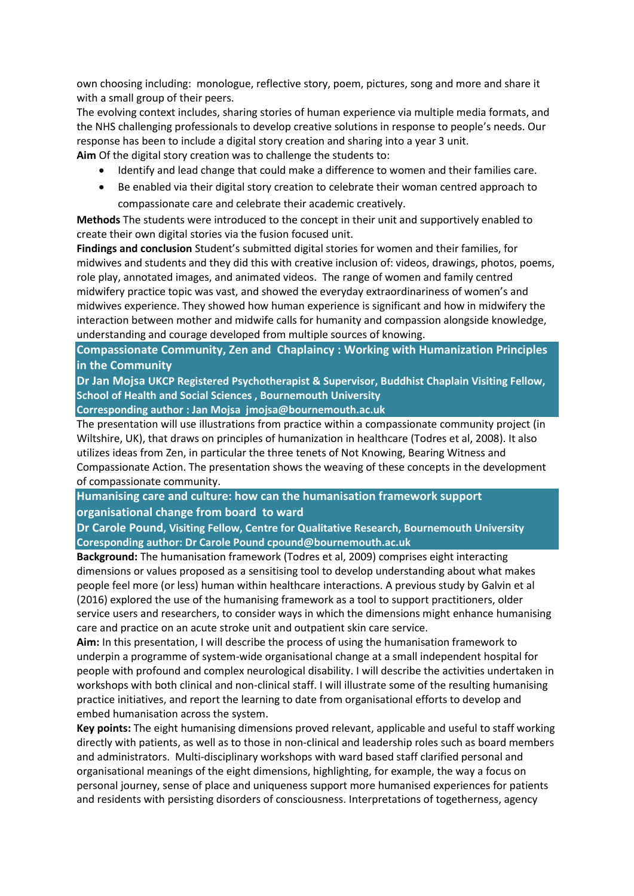own choosing including: monologue, reflective story, poem, pictures, song and more and share it with a small group of their peers.

The evolving context includes, sharing stories of human experience via multiple media formats, and the NHS challenging professionals to develop creative solutions in response to people's needs. Our response has been to include a digital story creation and sharing into a year 3 unit.

**Aim** Of the digital story creation was to challenge the students to:

- Identify and lead change that could make a difference to women and their families care.
- Be enabled via their digital story creation to celebrate their woman centred approach to compassionate care and celebrate their academic creatively.

**Methods** The students were introduced to the concept in their unit and supportively enabled to create their own digital stories via the fusion focused unit.

**Findings and conclusion** Student's submitted digital stories for women and their families, for midwives and students and they did this with creative inclusion of: videos, drawings, photos, poems, role play, annotated images, and animated videos. The range of women and family centred midwifery practice topic was vast, and showed the everyday extraordinariness of women's and midwives experience. They showed how human experience is significant and how in midwifery the interaction between mother and midwife calls for humanity and compassion alongside knowledge, understanding and courage developed from multiple sources of knowing.

## Compassionate Community, Zen and Chaplaincy : Working with Humanization Principles in the Community

**Dr Jan Mojsa UKCP Registered Psychotherapist & Supervisor, Buddhist Chaplain Visiting Fellow, School of Health and Social Sciences , Bournemouth University**

**Corresponding author : Jan Mojsa jmojsa@bournemouth.ac.uk**

The presentation will use illustrations from practice within a compassionate community project (in Wiltshire, UK), that draws on principles of humanization in healthcare (Todres et al, 2008). It also utilizes ideas from Zen, in particular the three tenets of Not Knowing, Bearing Witness and Compassionate Action. The presentation shows the weaving of these concepts in the development of compassionate community.

## Humanising care and culture: how can the humanisation framework support organisational change from board to ward

**Dr Carole Pound, Visiting Fellow, Centre for Qualitative Research, Bournemouth University**

**Coresponding author: Dr Carole Pound cpound@bournemouth.ac.uk**

**Background:** The humanisation framework (Todres et al, 2009) comprises eight interacting dimensions or values proposed as a sensitising tool to develop understanding about what makes people feel more (or less) human within healthcare interactions. A previous study by Galvin et al (2016) explored the use of the humanising framework as a tool to support practitioners, older service users and researchers, to consider ways in which the dimensions might enhance humanising care and practice on an acute stroke unit and outpatient skin care service.

**Aim:** In this presentation, I will describe the process of using the humanisation framework to underpin a programme of system-wide organisational change at a small independent hospital for people with profound and complex neurological disability. I will describe the activities undertaken in workshops with both clinical and non-clinical staff. I will illustrate some of the resulting humanising practice initiatives, and report the learning to date from organisational efforts to develop and embed humanisation across the system.

**Key points:** The eight humanising dimensions proved relevant, applicable and useful to staff working directly with patients, as well as to those in non-clinical and leadership roles such as board members and administrators. Multi-disciplinary workshops with ward based staff clarified personal and organisational meanings of the eight dimensions, highlighting, for example, the way a focus on personal journey, sense of place and uniqueness support more humanised experiences for patients and residents with persisting disorders of consciousness. Interpretations of togetherness, agency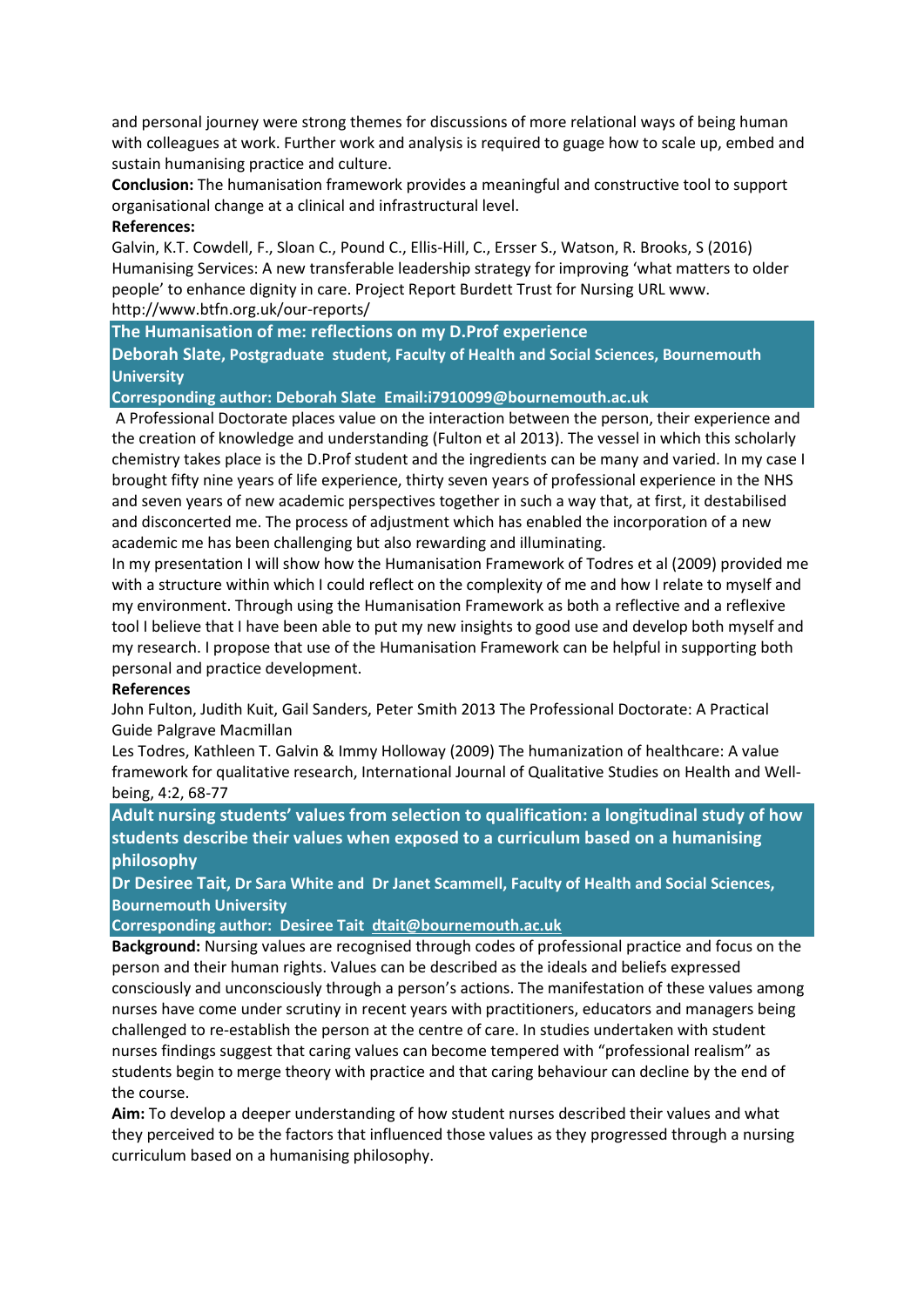and personal journey were strong themes for discussions of more relational ways of being human with colleagues at work. Further work and analysis is required to guage how to scale up, embed and sustain humanising practice and culture.

**Conclusion:** The humanisation framework provides a meaningful and constructive tool to support organisational change at a clinical and infrastructural level.

**References:**

Galvin, K.T. Cowdell, F., Sloan C., Pound C., Ellis-Hill, C., Ersser S., Watson, R. Brooks, S (2016) Humanising Services: A new transferable leadership strategy for improving 'what matters to older people' to enhance dignity in care. Project Report Burdett Trust for Nursing URL www. http://www.btfn.org.uk/our-reports/

## The Humanisation of me: reflections on my D.Prof experience

**Deborah Slate, Postgraduate student, Faculty of Health and Social Sciences, Bournemouth University**

**Corresponding author: Deborah Slate Email:i7910099@bournemouth.ac.uk**

A Professional Doctorate places value on the interaction between the person, their experience and the creation of knowledge and understanding (Fulton et al 2013). The vessel in which this scholarly chemistry takes place is the D.Prof student and the ingredients can be many and varied. In my case I brought fifty nine years of life experience, thirty seven years of professional experience in the NHS and seven years of new academic perspectives together in such a way that, at first, it destabilised and disconcerted me. The process of adjustment which has enabled the incorporation of a new academic me has been challenging but also rewarding and illuminating.

In my presentation I will show how the Humanisation Framework of Todres et al (2009) provided me with a structure within which I could reflect on the complexity of me and how I relate to myself and my environment. Through using the Humanisation Framework as both a reflective and a reflexive tool I believe that I have been able to put my new insights to good use and develop both myself and my research. I propose that use of the Humanisation Framework can be helpful in supporting both personal and practice development.

**References**

John Fulton, Judith Kuit, Gail Sanders, Peter Smith 2013 The Professional Doctorate: A Practical Guide Palgrave Macmillan

Les Todres, Kathleen T. Galvin & Immy Holloway (2009) The humanization of healthcare: A value framework for qualitative research, International Journal of Qualitative Studies on Health and Well-being, 4:2, 68-77

## Adult nursing students' values from selection to qualification: a longitudinal study of how students describe their values when exposed to a curriculum based on a humanising philosophy

**Dr Desiree Tait, Dr Sara White and Dr Janet Scammell, Faculty of Health and Social Sciences, Bournemouth University**

**Corresponding author: Desiree Tait dtait@bournemouth.ac.uk**

**Background:** Nursing values are recognised through codes of professional practice and focus on the person and their human rights. Values can be described as the ideals and beliefs expressed consciously and unconsciously through a person's actions. The manifestation of these values among nurses have come under scrutiny in recent years with practitioners, educators and managers being challenged to re-establish the person at the centre of care. In studies undertaken with student nurses findings suggest that caring values can become tempered with "professional realism" as students begin to merge theory with practice and that caring behaviour can decline by the end of the course.

**Aim:** To develop a deeper understanding of how student nurses described their values and what they perceived to be the factors that influenced those values as they progressed through a nursing curriculum based on a humanising philosophy.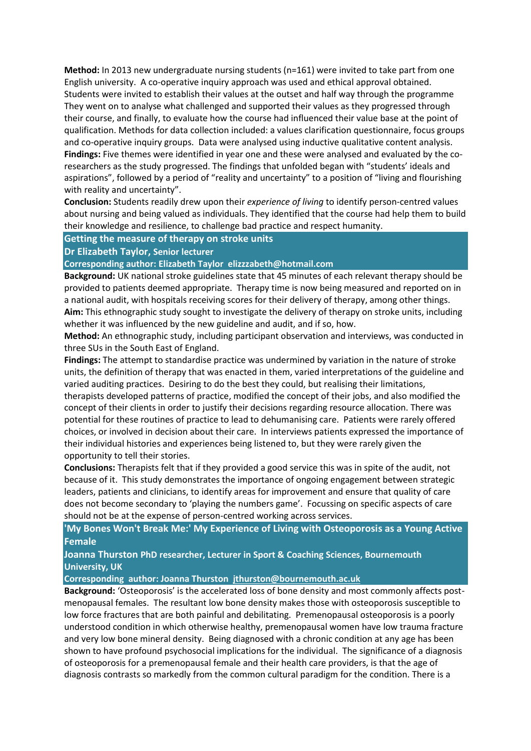**Method:** In 2013 new undergraduate nursing students (n=161) were invited to take part from one English university. A co-operative inquiry approach was used and ethical approval obtained. Students were invited to establish their values at the outset and half way through the programme They went on to analyse what challenged and supported their values as they progressed through their course, and finally, to evaluate how the course had influenced their value base at the point of qualification. Methods for data collection included: a values clarification questionnaire, focus groups and co-operative inquiry groups. Data were analysed using inductive qualitative content analysis.

**Findings:** Five themes were identified in year one and these were analysed and evaluated by the co-researchers as the study progressed. The findings that unfolded began with "students' ideals and aspirations", followed by a period of "reality and uncertainty" to a position of "living and flourishing with reality and uncertainty".

**Conclusion:** Students readily drew upon their *experience of living* to identify person-centred values about nursing and being valued as individuals. They identified that the course had help them to build their knowledge and resilience, to challenge bad practice and respect humanity.

## Getting the measure of therapy on stroke units

**Dr Elizabeth Taylor, Senior lecturer**

**Corresponding author: Elizabeth Taylor elizzzabeth@hotmail.com**

**Background:** UK national stroke guidelines state that 45 minutes of each relevant therapy should be provided to patients deemed appropriate. Therapy time is now being measured and reported on in a national audit, with hospitals receiving scores for their delivery of therapy, among other things.

**Aim:** This ethnographic study sought to investigate the delivery of therapy on stroke units, including whether it was influenced by the new guideline and audit, and if so, how.

**Method:** An ethnographic study, including participant observation and interviews, was conducted in three SUs in the South East of England.

**Findings:** The attempt to standardise practice was undermined by variation in the nature of stroke units, the definition of therapy that was enacted in them, varied interpretations of the guideline and varied auditing practices. Desiring to do the best they could, but realising their limitations, therapists developed patterns of practice, modified the concept of their jobs, and also modified the concept of their clients in order to justify their decisions regarding resource allocation. There was potential for these routines of practice to lead to dehumanising care. Patients were rarely offered choices, or involved in decision about their care. In interviews patients expressed the importance of their individual histories and experiences being listened to, but they were rarely given the opportunity to tell their stories.

**Conclusions:** Therapists felt that if they provided a good service this was in spite of the audit, not because of it. This study demonstrates the importance of ongoing engagement between strategic leaders, patients and clinicians, to identify areas for improvement and ensure that quality of care does not become secondary to 'playing the numbers game'. Focussing on specific aspects of care should not be at the expense of person-centred working across services.

## 'My Bones Won't Break Me:' My Experience of Living with Osteoporosis as a Young Active Female

**Joanna Thurston PhD researcher, Lecturer in Sport & Coaching Sciences, Bournemouth University, UK**

**Corresponding author: Joanna Thurston jthurston@bournemouth.ac.uk**

**Background:** 'Osteoporosis' is the accelerated loss of bone density and most commonly affects post-menopausal females. The resultant low bone density makes those with osteoporosis susceptible to low force fractures that are both painful and debilitating. Premenopausal osteoporosis is a poorly understood condition in which otherwise healthy, premenopausal women have low trauma fracture and very low bone mineral density. Being diagnosed with a chronic condition at any age has been shown to have profound psychosocial implications for the individual. The significance of a diagnosis of osteoporosis for a premenopausal female and their health care providers, is that the age of diagnosis contrasts so markedly from the common cultural paradigm for the condition. There is a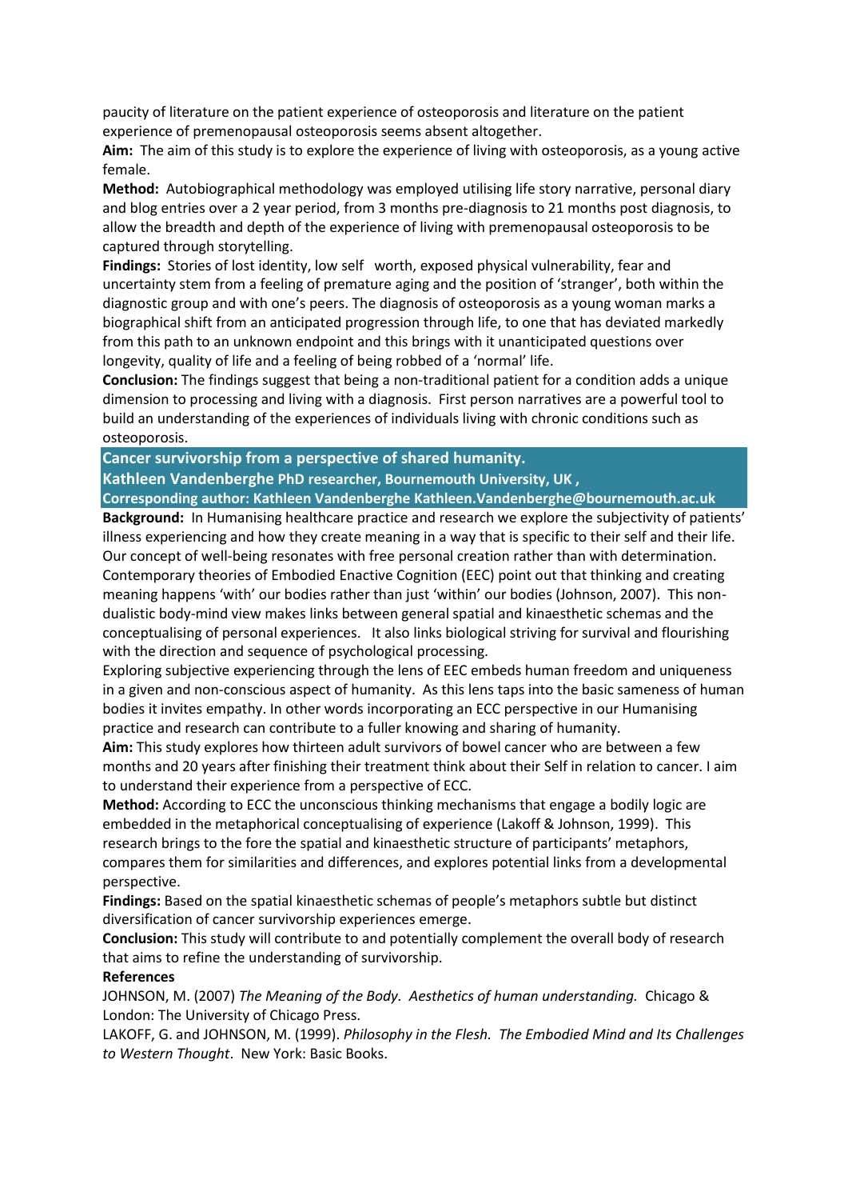paucity of literature on the patient experience of osteoporosis and literature on the patient experience of premenopausal osteoporosis seems absent altogether.

**Aim:** The aim of this study is to explore the experience of living with osteoporosis, as a young active female.

**Method:** Autobiographical methodology was employed utilising life story narrative, personal diary and blog entries over a 2 year period, from 3 months pre-diagnosis to 21 months post diagnosis, to allow the breadth and depth of the experience of living with premenopausal osteoporosis to be captured through storytelling.

**Findings:** Stories of lost identity, low self worth, exposed physical vulnerability, fear and uncertainty stem from a feeling of premature aging and the position of 'stranger', both within the diagnostic group and with one's peers. The diagnosis of osteoporosis as a young woman marks a biographical shift from an anticipated progression through life, to one that has deviated markedly from this path to an unknown endpoint and this brings with it unanticipated questions over longevity, quality of life and a feeling of being robbed of a 'normal' life.

**Conclusion:** The findings suggest that being a non-traditional patient for a condition adds a unique dimension to processing and living with a diagnosis. First person narratives are a powerful tool to build an understanding of the experiences of individuals living with chronic conditions such as osteoporosis.

## Cancer survivorship from a perspective of shared humanity.

**Kathleen Vandenberghe PhD researcher, Bournemouth University, UK ,**

**Corresponding author: Kathleen Vandenberghe Kathleen.Vandenberghe@bournemouth.ac.uk**

**Background:** In Humanising healthcare practice and research we explore the subjectivity of patients' illness experiencing and how they create meaning in a way that is specific to their self and their life. Our concept of well-being resonates with free personal creation rather than with determination. Contemporary theories of Embodied Enactive Cognition (EEC) point out that thinking and creating meaning happens 'with' our bodies rather than just 'within' our bodies (Johnson, 2007). This non-dualistic body-mind view makes links between general spatial and kinaesthetic schemas and the conceptualising of personal experiences. It also links biological striving for survival and flourishing with the direction and sequence of psychological processing.

Exploring subjective experiencing through the lens of EEC embeds human freedom and uniqueness in a given and non-conscious aspect of humanity. As this lens taps into the basic sameness of human bodies it invites empathy. In other words incorporating an ECC perspective in our Humanising practice and research can contribute to a fuller knowing and sharing of humanity.

**Aim:** This study explores how thirteen adult survivors of bowel cancer who are between a few months and 20 years after finishing their treatment think about their Self in relation to cancer. I aim to understand their experience from a perspective of ECC.

**Method:** According to ECC the unconscious thinking mechanisms that engage a bodily logic are embedded in the metaphorical conceptualising of experience (Lakoff & Johnson, 1999). This research brings to the fore the spatial and kinaesthetic structure of participants' metaphors, compares them for similarities and differences, and explores potential links from a developmental perspective.

**Findings:** Based on the spatial kinaesthetic schemas of people's metaphors subtle but distinct diversification of cancer survivorship experiences emerge.

**Conclusion:** This study will contribute to and potentially complement the overall body of research that aims to refine the understanding of survivorship.

**References**

JOHNSON, M. (2007) *The Meaning of the Body. Aesthetics of human understanding.* Chicago & London: The University of Chicago Press.

LAKOFF, G. and JOHNSON, M. (1999). *Philosophy in the Flesh. The Embodied Mind and Its Challenges to Western Thought*. New York: Basic Books.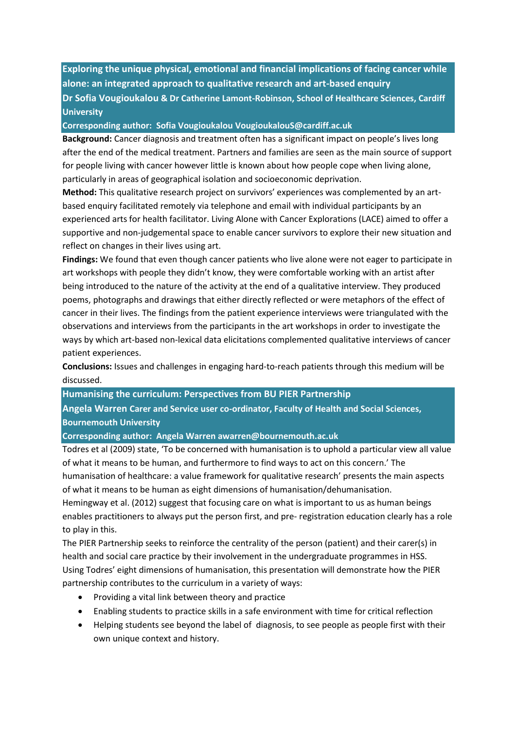## Exploring the unique physical, emotional and financial implications of facing cancer while alone: an integrated approach to qualitative research and art-based enquiry

**Dr Sofia Vougioukalou & Dr Catherine Lamont-Robinson, School of Healthcare Sciences, Cardiff University**

**Corresponding author: Sofia Vougioukalou VougioukalouS@cardiff.ac.uk**

**Background:** Cancer diagnosis and treatment often has a significant impact on people's lives long after the end of the medical treatment. Partners and families are seen as the main source of support for people living with cancer however little is known about how people cope when living alone, particularly in areas of geographical isolation and socioeconomic deprivation.

**Method:** This qualitative research project on survivors' experiences was complemented by an art-based enquiry facilitated remotely via telephone and email with individual participants by an experienced arts for health facilitator. Living Alone with Cancer Explorations (LACE) aimed to offer a supportive and non-judgemental space to enable cancer survivors to explore their new situation and reflect on changes in their lives using art.

**Findings:** We found that even though cancer patients who live alone were not eager to participate in art workshops with people they didn't know, they were comfortable working with an artist after being introduced to the nature of the activity at the end of a qualitative interview. They produced poems, photographs and drawings that either directly reflected or were metaphors of the effect of cancer in their lives. The findings from the patient experience interviews were triangulated with the observations and interviews from the participants in the art workshops in order to investigate the ways by which art-based non-lexical data elicitations complemented qualitative interviews of cancer patient experiences.

**Conclusions:** Issues and challenges in engaging hard-to-reach patients through this medium will be discussed.

## Humanising the curriculum: Perspectives from BU PIER Partnership

**Angela Warren Carer and Service user co-ordinator, Faculty of Health and Social Sciences, Bournemouth University**

**Corresponding author: Angela Warren awarren@bournemouth.ac.uk**

Todres et al (2009) state, 'To be concerned with humanisation is to uphold a particular view all value of what it means to be human, and furthermore to find ways to act on this concern.' The humanisation of healthcare: a value framework for qualitative research' presents the main aspects of what it means to be human as eight dimensions of humanisation/dehumanisation.

Hemingway et al. (2012) suggest that focusing care on what is important to us as human beings enables practitioners to always put the person first, and pre- registration education clearly has a role to play in this.

The PIER Partnership seeks to reinforce the centrality of the person (patient) and their carer(s) in health and social care practice by their involvement in the undergraduate programmes in HSS. Using Todres' eight dimensions of humanisation, this presentation will demonstrate how the PIER partnership contributes to the curriculum in a variety of ways:

- Providing a vital link between theory and practice
- Enabling students to practice skills in a safe environment with time for critical reflection
- Helping students see beyond the label of diagnosis, to see people as people first with their own unique context and history.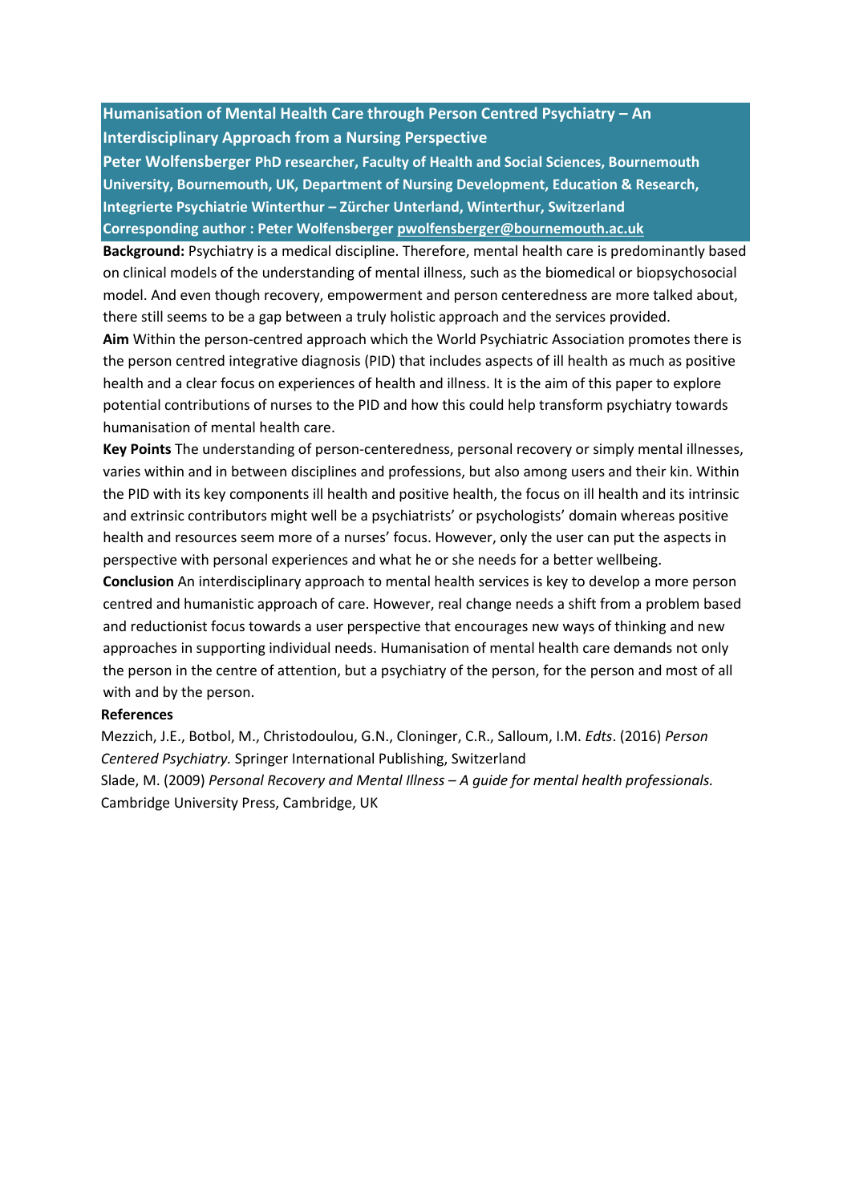## Humanisation of Mental Health Care through Person Centred Psychiatry – An Interdisciplinary Approach from a Nursing Perspective

**Peter Wolfensberger PhD researcher, Faculty of Health and Social Sciences, Bournemouth University, Bournemouth, UK, Department of Nursing Development, Education & Research, Integrierte Psychiatrie Winterthur – Zürcher Unterland, Winterthur, Switzerland**

**Corresponding author : Peter Wolfensberger pwolfensberger@bournemouth.ac.uk**

**Background:** Psychiatry is a medical discipline. Therefore, mental health care is predominantly based on clinical models of the understanding of mental illness, such as the biomedical or biopsychosocial model. And even though recovery, empowerment and person centeredness are more talked about, there still seems to be a gap between a truly holistic approach and the services provided.

**Aim** Within the person-centred approach which the World Psychiatric Association promotes there is the person centred integrative diagnosis (PID) that includes aspects of ill health as much as positive health and a clear focus on experiences of health and illness. It is the aim of this paper to explore potential contributions of nurses to the PID and how this could help transform psychiatry towards humanisation of mental health care.

**Key Points** The understanding of person-centeredness, personal recovery or simply mental illnesses, varies within and in between disciplines and professions, but also among users and their kin. Within the PID with its key components ill health and positive health, the focus on ill health and its intrinsic and extrinsic contributors might well be a psychiatrists' or psychologists' domain whereas positive health and resources seem more of a nurses' focus. However, only the user can put the aspects in perspective with personal experiences and what he or she needs for a better wellbeing.

**Conclusion** An interdisciplinary approach to mental health services is key to develop a more person centred and humanistic approach of care. However, real change needs a shift from a problem based and reductionist focus towards a user perspective that encourages new ways of thinking and new approaches in supporting individual needs. Humanisation of mental health care demands not only the person in the centre of attention, but a psychiatry of the person, for the person and most of all with and by the person.

**References**

Mezzich, J.E., Botbol, M., Christodoulou, G.N., Cloninger, C.R., Salloum, I.M. *Edts*. (2016) *Person Centered Psychiatry.* Springer International Publishing, Switzerland

Slade, M. (2009) *Personal Recovery and Mental Illness – A guide for mental health professionals.* Cambridge University Press, Cambridge, UK